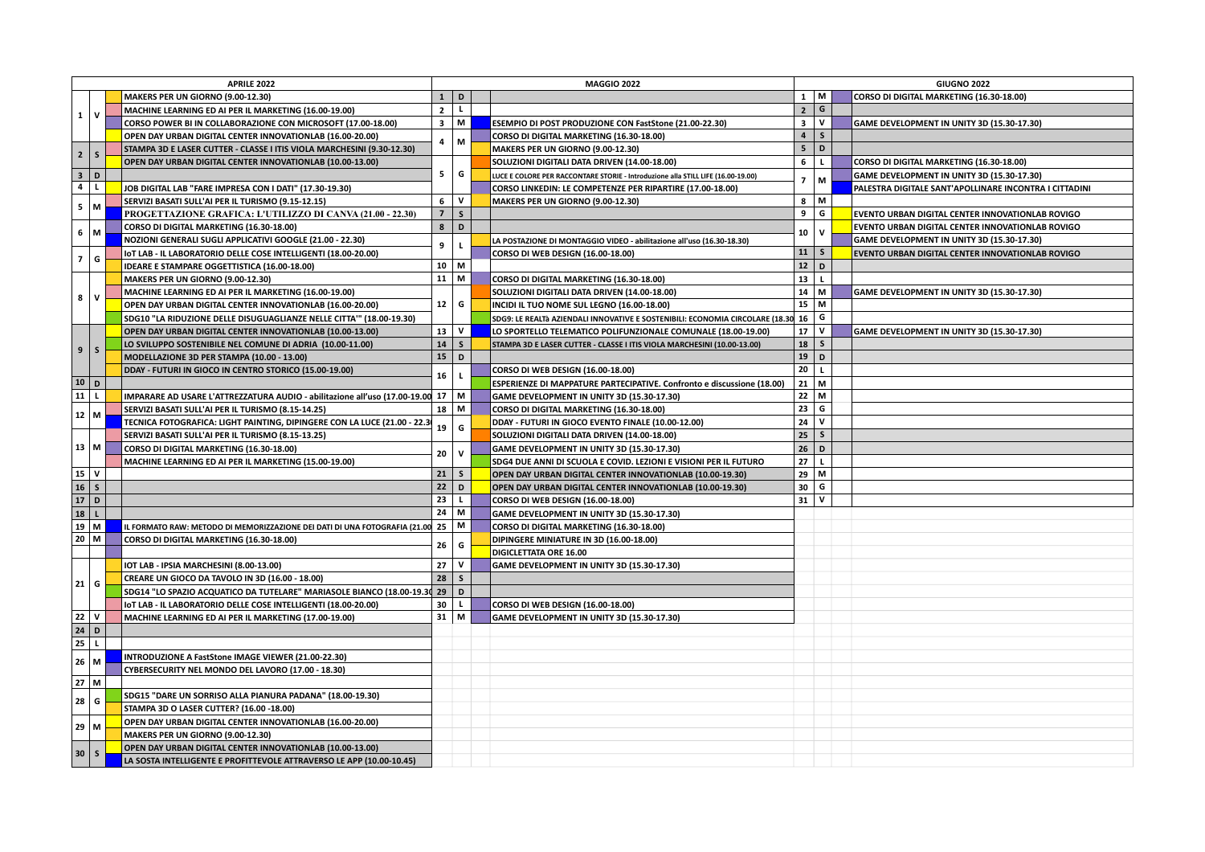| APRILE 2022 | | | MAGGIO 2022 | | | GIUGNO 2022 | | |
|---|---|---|---|---|---|---|---|---|
| 1 | V | MAKERS PER UN GIORNO (9.00-12.30) | 1 | D | | 1 | M | CORSO DI DIGITAL MARKETING (16.30-18.00) |
| | | MACHINE LEARNING ED AI PER IL MARKETING (16.00-19.00) | 2 | L | | 2 | G | |
| | | CORSO POWER BI IN COLLABORAZIONE CON MICROSOFT (17.00-18.00) | 3 | M | ESEMPIO DI POST PRODUZIONE CON FastStone (21.00-22.30) | 3 | V | GAME DEVELOPMENT IN UNITY 3D (15.30-17.30) |
| | | OPEN DAY URBAN DIGITAL CENTER INNOVATIONLAB (16.00-20.00) | 4 | M | CORSO DI DIGITAL MARKETING (16.30-18.00) | 4 | S | |
| 2 | S | STAMPA 3D E LASER CUTTER - CLASSE I ITIS VIOLA MARCHESINI (9.30-12.30) | | | MAKERS PER UN GIORNO (9.00-12.30) | 5 | D | |
| | | OPEN DAY URBAN DIGITAL CENTER INNOVATIONLAB (10.00-13.00) | 5 | G | SOLUZIONI DIGITALI DATA DRIVEN (14.00-18.00) | 6 | L | CORSO DI DIGITAL MARKETING (16.30-18.00) |
| 3 | D | | | | LUCE E COLORE PER RACCONTARE STORIE - Introduzione alla STILL LIFE (16.00-19.00) | 7 | M | GAME DEVELOPMENT IN UNITY 3D (15.30-17.30) |
| 4 | L | JOB DIGITAL LAB "FARE IMPRESA CON I DATI" (17.30-19.30) | | | CORSO LINKEDIN: LE COMPETENZE PER RIPARTIRE (17.00-18.00) | | | PALESTRA DIGITALE SANT'APOLLINARE INCONTRA I CITTADINI |
| 5 | M | SERVIZI BASATI SULL'AI PER IL TURISMO (9.15-12.15) | 6 | V | MAKERS PER UN GIORNO (9.00-12.30) | 8 | M | |
| | | PROGETTAZIONE GRAFICA: L'UTILIZZO DI CANVA (21.00 - 22.30) | 7 | S | | 9 | G | EVENTO URBAN DIGITAL CENTER INNOVATIONLAB ROVIGO |
| 6 | M | CORSO DI DIGITAL MARKETING (16.30-18.00) | 8 | D | | 10 | V | EVENTO URBAN DIGITAL CENTER INNOVATIONLAB ROVIGO |
| | | NOZIONI GENERALI SUGLI APPLICATIVI GOOGLE (21.00 - 22.30) | 9 | L | LA POSTAZIONE DI MONTAGGIO VIDEO - abilitazione all'uso (16.30-18.30) | | | GAME DEVELOPMENT IN UNITY 3D (15.30-17.30) |
| 7 | G | IoT LAB - IL LABORATORIO DELLE COSE INTELLIGENTI (18.00-20.00) | | | CORSO DI WEB DESIGN (16.00-18.00) | 11 | S | EVENTO URBAN DIGITAL CENTER INNOVATIONLAB ROVIGO |
| | | IDEARE E STAMPARE OGGETTISTICA (16.00-18.00) | 10 | M | | 12 | D | |
| 8 | V | MAKERS PER UN GIORNO (9.00-12.30) | 11 | M | CORSO DI DIGITAL MARKETING (16.30-18.00) | 13 | L | |
| | | MACHINE LEARNING ED AI PER IL MARKETING (16.00-19.00) | 12 | G | SOLUZIONI DIGITALI DATA DRIVEN (14.00-18.00) | 14 | M | GAME DEVELOPMENT IN UNITY 3D (15.30-17.30) |
| | | OPEN DAY URBAN DIGITAL CENTER INNOVATIONLAB (16.00-20.00) | | | INCIDI IL TUO NOME SUL LEGNO (16.00-18.00) | 15 | M | |
| | | SDG10 "LA RIDUZIONE DELLE DISUGUAGLIANZE NELLE CITTA'" (18.00-19.30) | | | SDG9: LE REALTà AZIENDALI INNOVATIVE E SOSTENIBILI: ECONOMIA CIRCOLARE (18.30 | 16 | G | |
| 9 | S | OPEN DAY URBAN DIGITAL CENTER INNOVATIONLAB (10.00-13.00) | 13 | V | LO SPORTELLO TELEMATICO POLIFUNZIONALE COMUNALE (18.00-19.00) | 17 | V | GAME DEVELOPMENT IN UNITY 3D (15.30-17.30) |
| | | LO SVILUPPO SOSTENIBILE NEL COMUNE DI ADRIA (10.00-11.00) | 14 | S | STAMPA 3D E LASER CUTTER - CLASSE I ITIS VIOLA MARCHESINI (10.00-13.00) | 18 | S | |
| | | MODELLAZIONE 3D PER STAMPA (10.00 - 13.00) | 15 | D | | 19 | D | |
| | | DDAY - FUTURI IN GIOCO IN CENTRO STORICO (15.00-19.00) | 16 | L | CORSO DI WEB DESIGN (16.00-18.00) | 20 | L | |
| 10 | D | | | | ESPERIENZE DI MAPPATURE PARTECIPATIVE. Confronto e discussione (18.00) | 21 | M | |
| 11 | L | IMPARARE AD USARE L'ATTREZZATURA AUDIO - abilitazione all'uso (17.00-19.00 | 17 | M | GAME DEVELOPMENT IN UNITY 3D (15.30-17.30) | 22 | M | |
| 12 | M | SERVIZI BASATI SULL'AI PER IL TURISMO (8.15-14.25) | 18 | M | CORSO DI DIGITAL MARKETING (16.30-18.00) | 23 | G | |
| | | TECNICA FOTOGRAFICA: LIGHT PAINTING, DIPINGERE CON LA LUCE (21.00 - 22.3 | 19 | G | DDAY - FUTURI IN GIOCO EVENTO FINALE (10.00-12.00) | 24 | V | |
| 13 | M | SERVIZI BASATI SULL'AI PER IL TURISMO (8.15-13.25) | | | SOLUZIONI DIGITALI DATA DRIVEN (14.00-18.00) | 25 | S | |
| | | CORSO DI DIGITAL MARKETING (16.30-18.00) | 20 | V | GAME DEVELOPMENT IN UNITY 3D (15.30-17.30) | 26 | D | |
| | | MACHINE LEARNING ED AI PER IL MARKETING (15.00-19.00) | | | SDG4 DUE ANNI DI SCUOLA E COVID. LEZIONI E VISIONI PER IL FUTURO | 27 | L | |
| 15 | V | | 21 | S | OPEN DAY URBAN DIGITAL CENTER INNOVATIONLAB (10.00-19.30) | 29 | M | |
| 16 | S | | 22 | D | OPEN DAY URBAN DIGITAL CENTER INNOVATIONLAB (10.00-19.30) | 30 | G | |
| 17 | D | | 23 | L | CORSO DI WEB DESIGN (16.00-18.00) | 31 | V | |
| 18 | L | | 24 | M | GAME DEVELOPMENT IN UNITY 3D (15.30-17.30) | | | |
| 19 | M | IL FORMATO RAW: METODO DI MEMORIZZAZIONE DEI DATI DI UNA FOTOGRAFIA (21.00 | 25 | M | CORSO DI DIGITAL MARKETING (16.30-18.00) | | | |
| 20 | M | CORSO DI DIGITAL MARKETING (16.30-18.00) | 26 | G | DIPINGERE MINIATURE IN 3D (16.00-18.00) | | | |
| | | | | | DIGICLETTATA ORE 16.00 | | | |
| 21 | G | IOT LAB - IPSIA MARCHESINI (8.00-13.00) | 27 | V | GAME DEVELOPMENT IN UNITY 3D (15.30-17.30) | | | |
| | | CREARE UN GIOCO DA TAVOLO IN 3D (16.00 - 18.00) | 28 | S | | | | |
| | | SDG14 "LO SPAZIO ACQUATICO DA TUTELARE" MARIASOLE BIANCO (18.00-19.30 | 29 | D | | | | |
| | | IoT LAB - IL LABORATORIO DELLE COSE INTELLIGENTI (18.00-20.00) | 30 | L | CORSO DI WEB DESIGN (16.00-18.00) | | | |
| 22 | V | MACHINE LEARNING ED AI PER IL MARKETING (17.00-19.00) | 31 | M | GAME DEVELOPMENT IN UNITY 3D (15.30-17.30) | | | |
| 24 | D | | | | | | | |
| 25 | L | | | | | | | |
| 26 | M | INTRODUZIONE A FastStone IMAGE VIEWER (21.00-22.30) | | | | | | |
| | | CYBERSECURITY NEL MONDO DEL LAVORO (17.00 - 18.30) | | | | | | |
| 27 | M | | | | | | | |
| 28 | G | SDG15 "DARE UN SORRISO ALLA PIANURA PADANA" (18.00-19.30) | | | | | | |
| | | STAMPA 3D O LASER CUTTER? (16.00 -18.00) | | | | | | |
| 29 | M | OPEN DAY URBAN DIGITAL CENTER INNOVATIONLAB (16.00-20.00) | | | | | | |
| | | MAKERS PER UN GIORNO (9.00-12.30) | | | | | | |
| 30 | S | OPEN DAY URBAN DIGITAL CENTER INNOVATIONLAB (10.00-13.00) | | | | | | |
| | | LA SOSTA INTELLIGENTE E PROFITTEVOLE ATTRAVERSO LE APP (10.00-10.45) | | | | | | |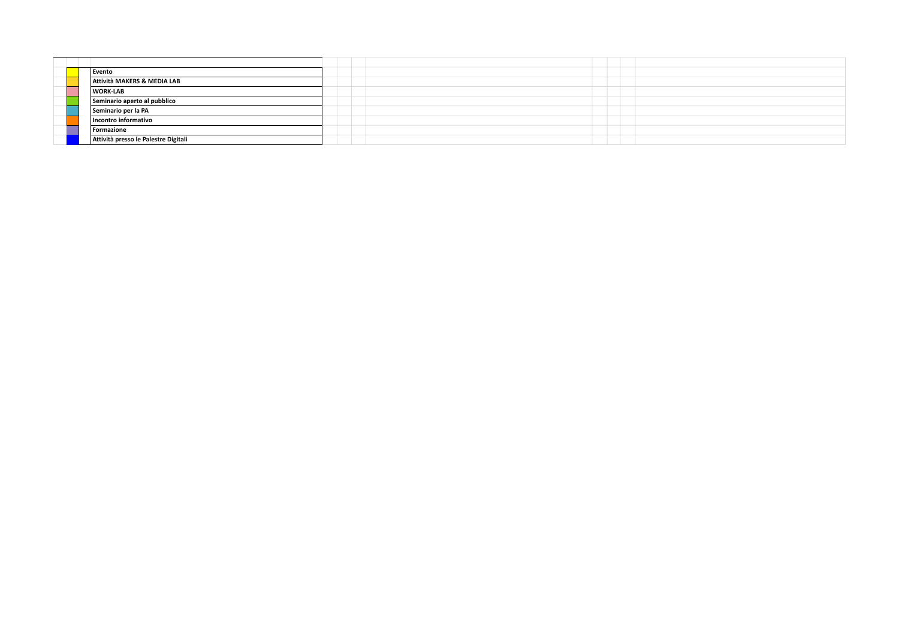| | |
|---|---|
| | **Evento** |
| | **Attività MAKERS & MEDIA LAB** |
| | **WORK-LAB** |
| | **Seminario aperto al pubblico** |
| | **Seminario per la PA** |
| | **Incontro informativo** |
| | **Formazione** |
| | **Attività presso le Palestre Digitali** |